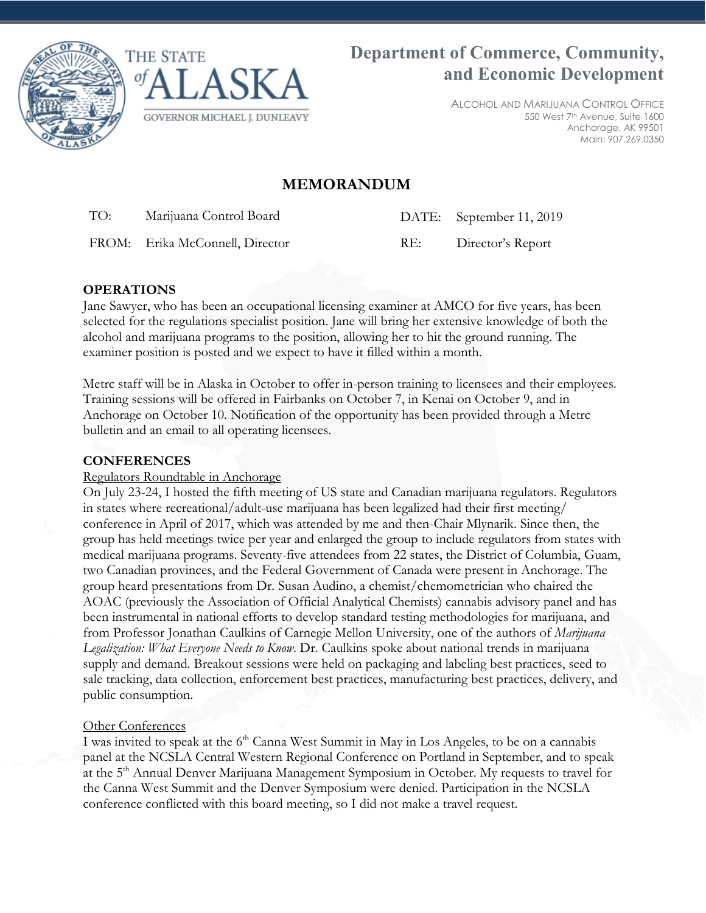THE STATE *of* ALASKA

GOVERNOR MICHAEL J. DUNLEAVY

**Department of Commerce, Community, and Economic Development**

ALCOHOL AND MARIJUANA CONTROL OFFICE
550 West 7th Avenue, Suite 1600
Anchorage, AK 99501
Main: 907.269.0350

# MEMORANDUM

| | | | |
|---|---|---|---|
| TO: | Marijuana Control Board | DATE: | September 11, 2019 |
| FROM: | Erika McConnell, Director | RE: | Director's Report |

**OPERATIONS**

Jane Sawyer, who has been an occupational licensing examiner at AMCO for five years, has been selected for the regulations specialist position. Jane will bring her extensive knowledge of both the alcohol and marijuana programs to the position, allowing her to hit the ground running. The examiner position is posted and we expect to have it filled within a month.

Metrc staff will be in Alaska in October to offer in-person training to licensees and their employees. Training sessions will be offered in Fairbanks on October 7, in Kenai on October 9, and in Anchorage on October 10. Notification of the opportunity has been provided through a Metrc bulletin and an email to all operating licensees.

**CONFERENCES**

Regulators Roundtable in Anchorage

On July 23-24, I hosted the fifth meeting of US state and Canadian marijuana regulators. Regulators in states where recreational/adult-use marijuana has been legalized had their first meeting/conference in April of 2017, which was attended by me and then-Chair Mlynarik. Since then, the group has held meetings twice per year and enlarged the group to include regulators from states with medical marijuana programs. Seventy-five attendees from 22 states, the District of Columbia, Guam, two Canadian provinces, and the Federal Government of Canada were present in Anchorage. The group heard presentations from Dr. Susan Audino, a chemist/chemometrician who chaired the AOAC (previously the Association of Official Analytical Chemists) cannabis advisory panel and has been instrumental in national efforts to develop standard testing methodologies for marijuana, and from Professor Jonathan Caulkins of Carnegie Mellon University, one of the authors of *Marijuana Legalization: What Everyone Needs to Know*. Dr. Caulkins spoke about national trends in marijuana supply and demand. Breakout sessions were held on packaging and labeling best practices, seed to sale tracking, data collection, enforcement best practices, manufacturing best practices, delivery, and public consumption.

Other Conferences

I was invited to speak at the 6th Canna West Summit in May in Los Angeles, to be on a cannabis panel at the NCSLA Central Western Regional Conference on Portland in September, and to speak at the 5th Annual Denver Marijuana Management Symposium in October. My requests to travel for the Canna West Summit and the Denver Symposium were denied. Participation in the NCSLA conference conflicted with this board meeting, so I did not make a travel request.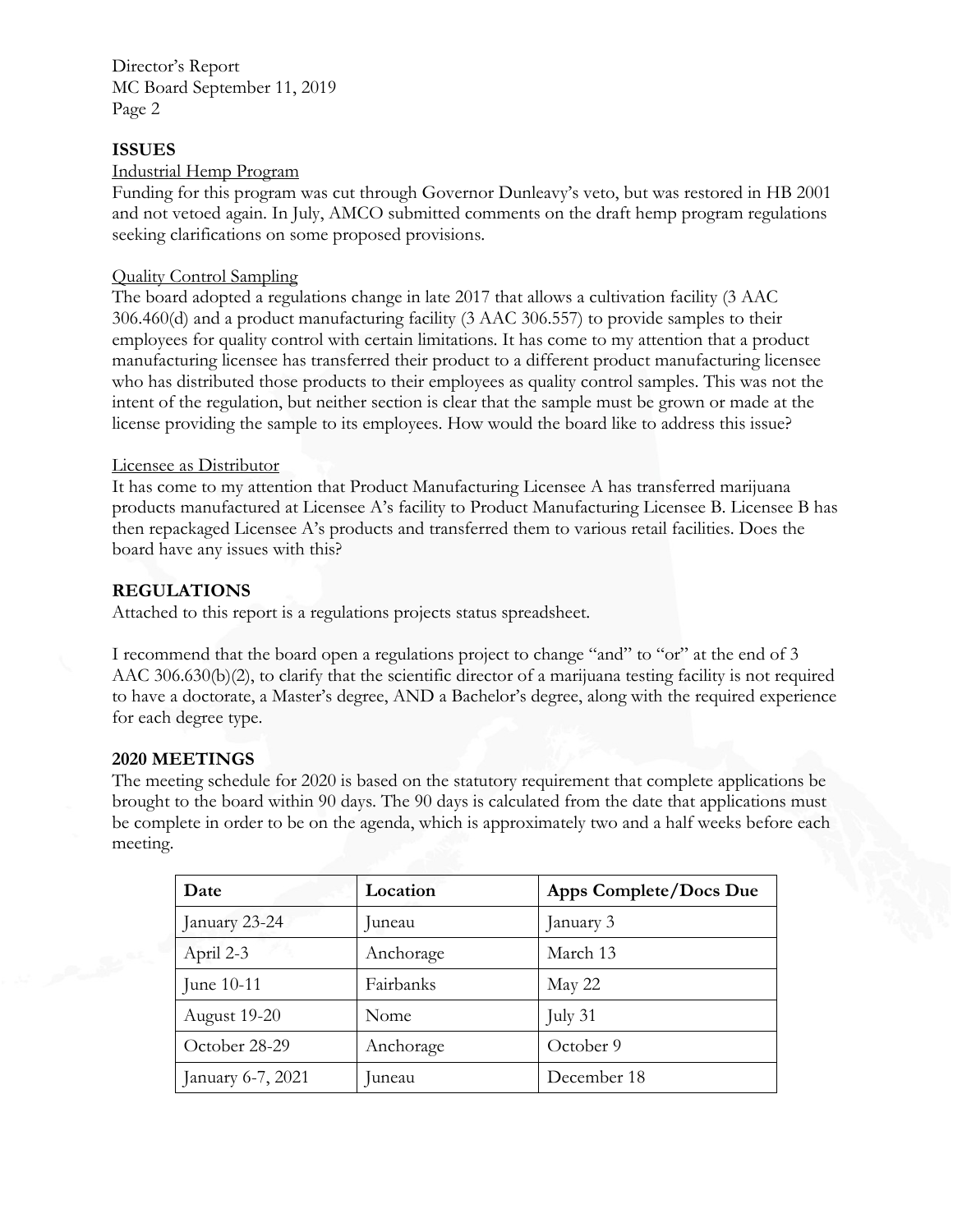## ISSUES

Industrial Hemp Program

Funding for this program was cut through Governor Dunleavy's veto, but was restored in HB 2001 and not vetoed again. In July, AMCO submitted comments on the draft hemp program regulations seeking clarifications on some proposed provisions.

Quality Control Sampling

The board adopted a regulations change in late 2017 that allows a cultivation facility (3 AAC 306.460(d) and a product manufacturing facility (3 AAC 306.557) to provide samples to their employees for quality control with certain limitations. It has come to my attention that a product manufacturing licensee has transferred their product to a different product manufacturing licensee who has distributed those products to their employees as quality control samples. This was not the intent of the regulation, but neither section is clear that the sample must be grown or made at the license providing the sample to its employees. How would the board like to address this issue?

Licensee as Distributor

It has come to my attention that Product Manufacturing Licensee A has transferred marijuana products manufactured at Licensee A's facility to Product Manufacturing Licensee B. Licensee B has then repackaged Licensee A's products and transferred them to various retail facilities. Does the board have any issues with this?

## REGULATIONS

Attached to this report is a regulations projects status spreadsheet.

I recommend that the board open a regulations project to change "and" to "or" at the end of 3 AAC 306.630(b)(2), to clarify that the scientific director of a marijuana testing facility is not required to have a doctorate, a Master's degree, AND a Bachelor's degree, along with the required experience for each degree type.

## 2020 MEETINGS

The meeting schedule for 2020 is based on the statutory requirement that complete applications be brought to the board within 90 days. The 90 days is calculated from the date that applications must be complete in order to be on the agenda, which is approximately two and a half weeks before each meeting.

| Date | Location | Apps Complete/Docs Due |
|---|---|---|
| January 23-24 | Juneau | January 3 |
| April 2-3 | Anchorage | March 13 |
| June 10-11 | Fairbanks | May 22 |
| August 19-20 | Nome | July 31 |
| October 28-29 | Anchorage | October 9 |
| January 6-7, 2021 | Juneau | December 18 |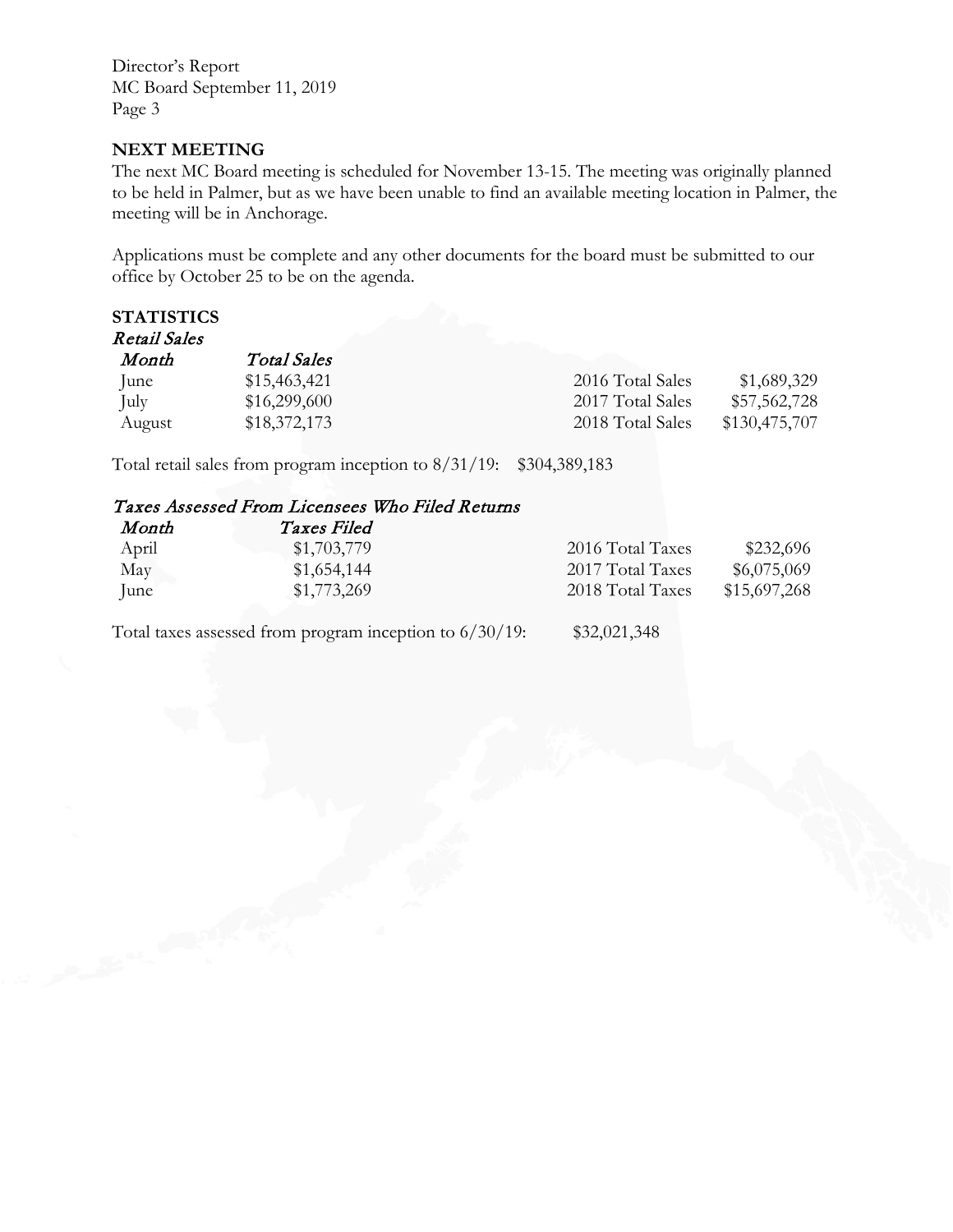## NEXT MEETING

The next MC Board meeting is scheduled for November 13-15. The meeting was originally planned to be held in Palmer, but as we have been unable to find an available meeting location in Palmer, the meeting will be in Anchorage.

Applications must be complete and any other documents for the board must be submitted to our office by October 25 to be on the agenda.

## STATISTICS

### *Retail Sales*

| *Month* | *Total Sales* | | |
|---|---|---|---|
| June | $15,463,421 | 2016 Total Sales | $1,689,329 |
| July | $16,299,600 | 2017 Total Sales | $57,562,728 |
| August | $18,372,173 | 2018 Total Sales | $130,475,707 |

Total retail sales from program inception to 8/31/19: $304,389,183

### *Taxes Assessed From Licensees Who Filed Returns*

| *Month* | *Taxes Filed* | | |
|---|---|---|---|
| April | $1,703,779 | 2016 Total Taxes | $232,696 |
| May | $1,654,144 | 2017 Total Taxes | $6,075,069 |
| June | $1,773,269 | 2018 Total Taxes | $15,697,268 |

Total taxes assessed from program inception to 6/30/19: $32,021,348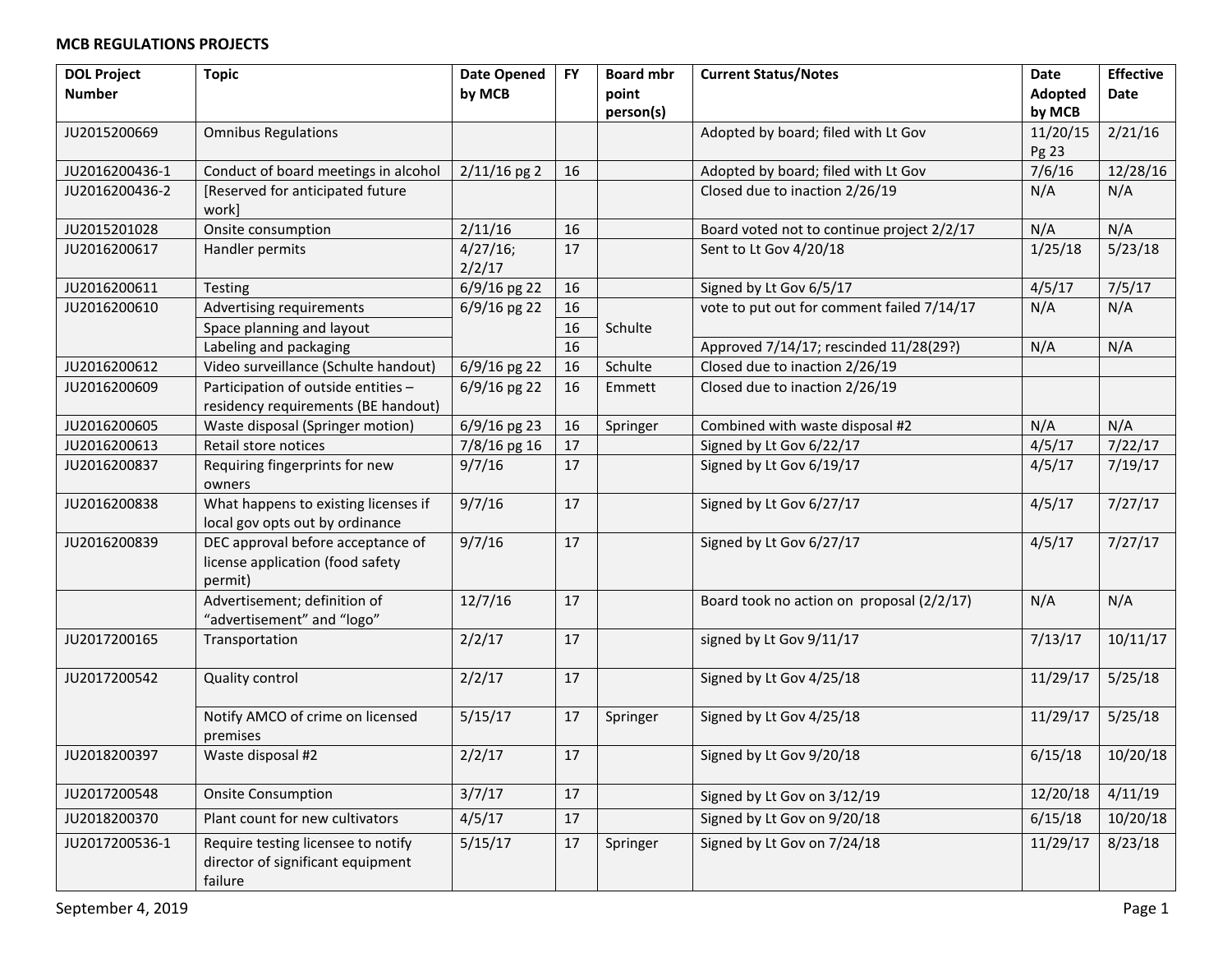**MCB REGULATIONS PROJECTS**

| DOL Project Number | Topic | Date Opened by MCB | FY | Board mbr point person(s) | Current Status/Notes | Date Adopted by MCB | Effective Date |
|---|---|---|---|---|---|---|---|
| JU2015200669 | Omnibus Regulations | | | | Adopted by board; filed with Lt Gov | 11/20/15 Pg 23 | 2/21/16 |
| JU2016200436-1 | Conduct of board meetings in alcohol | 2/11/16 pg 2 | 16 | | Adopted by board; filed with Lt Gov | 7/6/16 | 12/28/16 |
| JU2016200436-2 | [Reserved for anticipated future work] | | | | Closed due to inaction 2/26/19 | N/A | N/A |
| JU2015201028 | Onsite consumption | 2/11/16 | 16 | | Board voted not to continue project 2/2/17 | N/A | N/A |
| JU2016200617 | Handler permits | 4/27/16; 2/2/17 | 17 | | Sent to Lt Gov 4/20/18 | 1/25/18 | 5/23/18 |
| JU2016200611 | Testing | 6/9/16 pg 22 | 16 | | Signed by Lt Gov 6/5/17 | 4/5/17 | 7/5/17 |
| JU2016200610 | Advertising requirements | 6/9/16 pg 22 | 16 | | vote to put out for comment failed 7/14/17 | N/A | N/A |
| | Space planning and layout | | 16 | Schulte | | | |
| | Labeling and packaging | | 16 | | Approved 7/14/17; rescinded 11/28(29?) | N/A | N/A |
| JU2016200612 | Video surveillance (Schulte handout) | 6/9/16 pg 22 | 16 | Schulte | Closed due to inaction 2/26/19 | | |
| JU2016200609 | Participation of outside entities – residency requirements (BE handout) | 6/9/16 pg 22 | 16 | Emmett | Closed due to inaction 2/26/19 | | |
| JU2016200605 | Waste disposal (Springer motion) | 6/9/16 pg 23 | 16 | Springer | Combined with waste disposal #2 | N/A | N/A |
| JU2016200613 | Retail store notices | 7/8/16 pg 16 | 17 | | Signed by Lt Gov 6/22/17 | 4/5/17 | 7/22/17 |
| JU2016200837 | Requiring fingerprints for new owners | 9/7/16 | 17 | | Signed by Lt Gov 6/19/17 | 4/5/17 | 7/19/17 |
| JU2016200838 | What happens to existing licenses if local gov opts out by ordinance | 9/7/16 | 17 | | Signed by Lt Gov 6/27/17 | 4/5/17 | 7/27/17 |
| JU2016200839 | DEC approval before acceptance of license application (food safety permit) | 9/7/16 | 17 | | Signed by Lt Gov 6/27/17 | 4/5/17 | 7/27/17 |
| | Advertisement; definition of "advertisement" and "logo" | 12/7/16 | 17 | | Board took no action on proposal (2/2/17) | N/A | N/A |
| JU2017200165 | Transportation | 2/2/17 | 17 | | signed by Lt Gov 9/11/17 | 7/13/17 | 10/11/17 |
| JU2017200542 | Quality control | 2/2/17 | 17 | | Signed by Lt Gov 4/25/18 | 11/29/17 | 5/25/18 |
| | Notify AMCO of crime on licensed premises | 5/15/17 | 17 | Springer | Signed by Lt Gov 4/25/18 | 11/29/17 | 5/25/18 |
| JU2018200397 | Waste disposal #2 | 2/2/17 | 17 | | Signed by Lt Gov 9/20/18 | 6/15/18 | 10/20/18 |
| JU2017200548 | Onsite Consumption | 3/7/17 | 17 | | Signed by Lt Gov on 3/12/19 | 12/20/18 | 4/11/19 |
| JU2018200370 | Plant count for new cultivators | 4/5/17 | 17 | | Signed by Lt Gov on 9/20/18 | 6/15/18 | 10/20/18 |
| JU2017200536-1 | Require testing licensee to notify director of significant equipment failure | 5/15/17 | 17 | Springer | Signed by Lt Gov on 7/24/18 | 11/29/17 | 8/23/18 |

September 4, 2019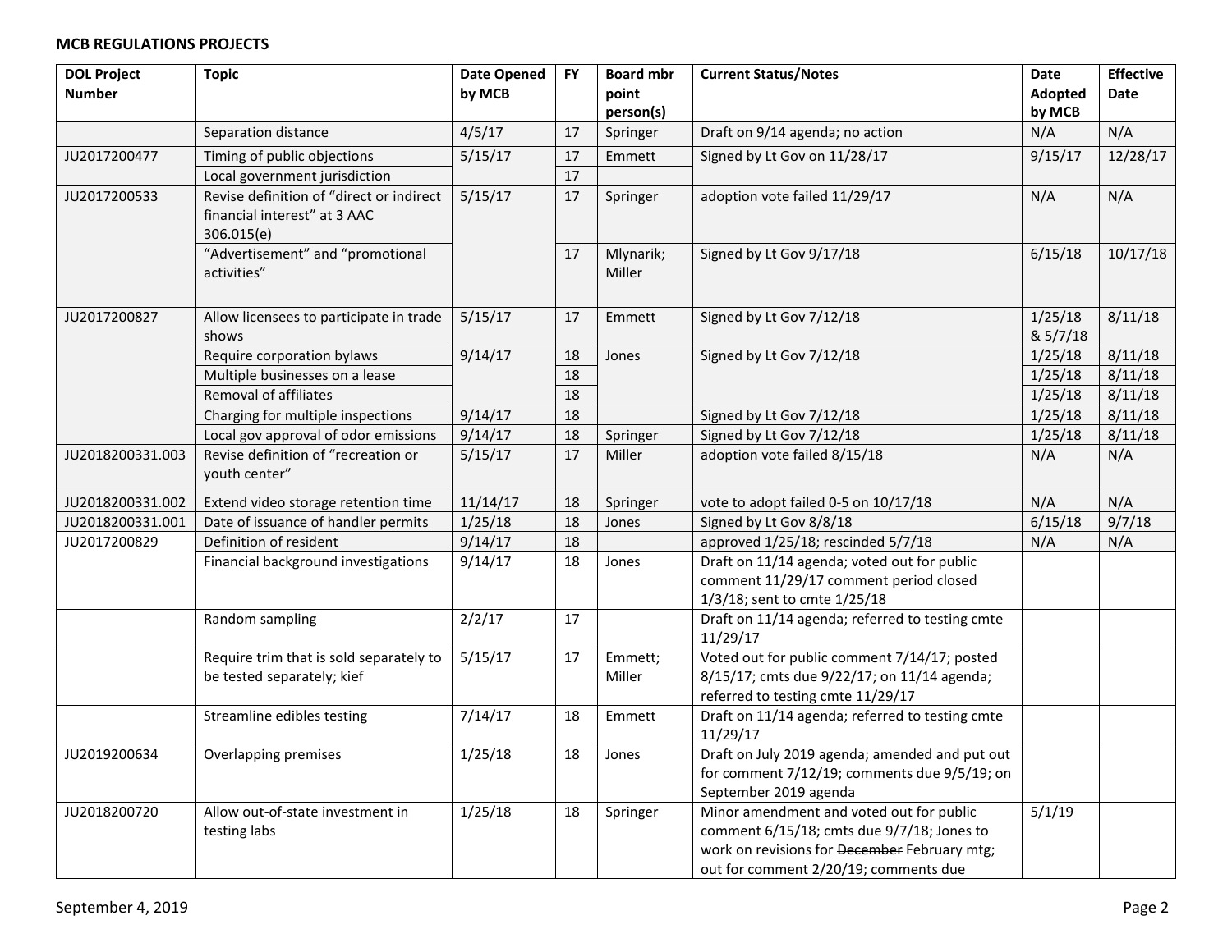**MCB REGULATIONS PROJECTS**

| DOL Project Number | Topic | Date Opened by MCB | FY | Board mbr point person(s) | Current Status/Notes | Date Adopted by MCB | Effective Date |
|---|---|---|---|---|---|---|---|
| | Separation distance | 4/5/17 | 17 | Springer | Draft on 9/14 agenda; no action | N/A | N/A |
| JU2017200477 | Timing of public objections | 5/15/17 | 17 | Emmett | Signed by Lt Gov on 11/28/17 | 9/15/17 | 12/28/17 |
| | Local government jurisdiction | | 17 | | | | |
| JU2017200533 | Revise definition of "direct or indirect financial interest" at 3 AAC 306.015(e) | 5/15/17 | 17 | Springer | adoption vote failed 11/29/17 | N/A | N/A |
| | "Advertisement" and "promotional activities" | | 17 | Mlynarik; Miller | Signed by Lt Gov 9/17/18 | 6/15/18 | 10/17/18 |
| JU2017200827 | Allow licensees to participate in trade shows | 5/15/17 | 17 | Emmett | Signed by Lt Gov 7/12/18 | 1/25/18 & 5/7/18 | 8/11/18 |
| | Require corporation bylaws | 9/14/17 | 18 | Jones | Signed by Lt Gov 7/12/18 | 1/25/18 | 8/11/18 |
| | Multiple businesses on a lease | | 18 | | | 1/25/18 | 8/11/18 |
| | Removal of affiliates | | 18 | | | 1/25/18 | 8/11/18 |
| | Charging for multiple inspections | 9/14/17 | 18 | | Signed by Lt Gov 7/12/18 | 1/25/18 | 8/11/18 |
| | Local gov approval of odor emissions | 9/14/17 | 18 | Springer | Signed by Lt Gov 7/12/18 | 1/25/18 | 8/11/18 |
| JU2018200331.003 | Revise definition of "recreation or youth center" | 5/15/17 | 17 | Miller | adoption vote failed 8/15/18 | N/A | N/A |
| JU2018200331.002 | Extend video storage retention time | 11/14/17 | 18 | Springer | vote to adopt failed 0-5 on 10/17/18 | N/A | N/A |
| JU2018200331.001 | Date of issuance of handler permits | 1/25/18 | 18 | Jones | Signed by Lt Gov 8/8/18 | 6/15/18 | 9/7/18 |
| JU2017200829 | Definition of resident | 9/14/17 | 18 | | approved 1/25/18; rescinded 5/7/18 | N/A | N/A |
| | Financial background investigations | 9/14/17 | 18 | Jones | Draft on 11/14 agenda; voted out for public comment 11/29/17 comment period closed 1/3/18; sent to cmte 1/25/18 | | |
| | Random sampling | 2/2/17 | 17 | | Draft on 11/14 agenda; referred to testing cmte 11/29/17 | | |
| | Require trim that is sold separately to be tested separately; kief | 5/15/17 | 17 | Emmett; Miller | Voted out for public comment 7/14/17; posted 8/15/17; cmts due 9/22/17; on 11/14 agenda; referred to testing cmte 11/29/17 | | |
| | Streamline edibles testing | 7/14/17 | 18 | Emmett | Draft on 11/14 agenda; referred to testing cmte 11/29/17 | | |
| JU2019200634 | Overlapping premises | 1/25/18 | 18 | Jones | Draft on July 2019 agenda; amended and put out for comment 7/12/19; comments due 9/5/19; on September 2019 agenda | | |
| JU2018200720 | Allow out-of-state investment in testing labs | 1/25/18 | 18 | Springer | Minor amendment and voted out for public comment 6/15/18; cmts due 9/7/18; Jones to work on revisions for ~~December~~ February mtg; out for comment 2/20/19; comments due | 5/1/19 | |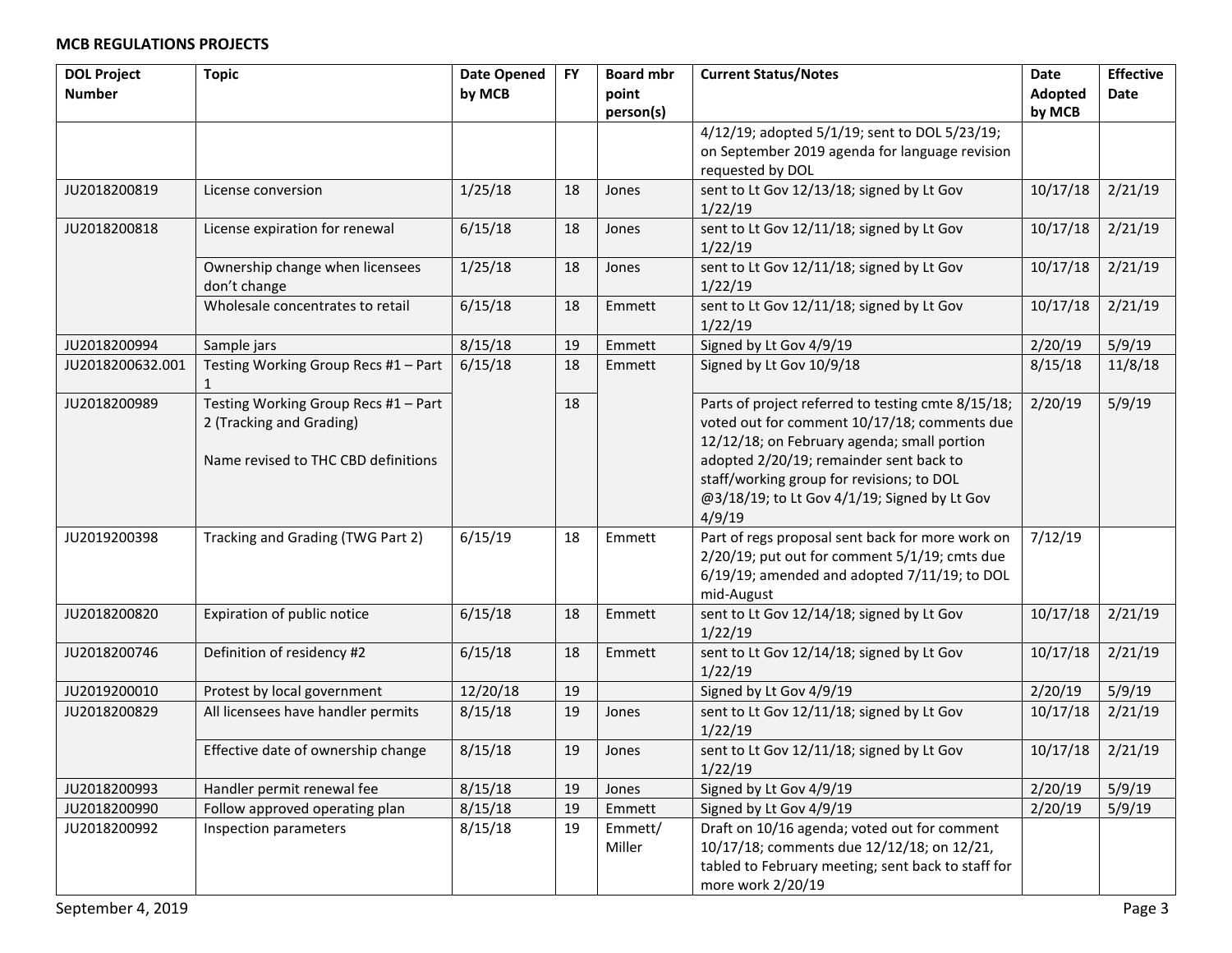**MCB REGULATIONS PROJECTS**

| DOL Project Number | Topic | Date Opened by MCB | FY | Board mbr point person(s) | Current Status/Notes | Date Adopted by MCB | Effective Date |
|---|---|---|---|---|---|---|---|
| | | | | | 4/12/19; adopted 5/1/19; sent to DOL 5/23/19; on September 2019 agenda for language revision requested by DOL | | |
| JU2018200819 | License conversion | 1/25/18 | 18 | Jones | sent to Lt Gov 12/13/18; signed by Lt Gov 1/22/19 | 10/17/18 | 2/21/19 |
| JU2018200818 | License expiration for renewal | 6/15/18 | 18 | Jones | sent to Lt Gov 12/11/18; signed by Lt Gov 1/22/19 | 10/17/18 | 2/21/19 |
| | Ownership change when licensees don't change | 1/25/18 | 18 | Jones | sent to Lt Gov 12/11/18; signed by Lt Gov 1/22/19 | 10/17/18 | 2/21/19 |
| | Wholesale concentrates to retail | 6/15/18 | 18 | Emmett | sent to Lt Gov 12/11/18; signed by Lt Gov 1/22/19 | 10/17/18 | 2/21/19 |
| JU2018200994 | Sample jars | 8/15/18 | 19 | Emmett | Signed by Lt Gov 4/9/19 | 2/20/19 | 5/9/19 |
| JU2018200632.001 | Testing Working Group Recs #1 – Part 1 | 6/15/18 | 18 | Emmett | Signed by Lt Gov 10/9/18 | 8/15/18 | 11/8/18 |
| JU2018200989 | Testing Working Group Recs #1 – Part 2 (Tracking and Grading)<br><br>Name revised to THC CBD definitions | | 18 | | Parts of project referred to testing cmte 8/15/18; voted out for comment 10/17/18; comments due 12/12/18; on February agenda; small portion adopted 2/20/19; remainder sent back to staff/working group for revisions; to DOL @3/18/19; to Lt Gov 4/1/19; Signed by Lt Gov 4/9/19 | 2/20/19 | 5/9/19 |
| JU2019200398 | Tracking and Grading (TWG Part 2) | 6/15/19 | 18 | Emmett | Part of regs proposal sent back for more work on 2/20/19; put out for comment 5/1/19; cmts due 6/19/19; amended and adopted 7/11/19; to DOL mid-August | 7/12/19 | |
| JU2018200820 | Expiration of public notice | 6/15/18 | 18 | Emmett | sent to Lt Gov 12/14/18; signed by Lt Gov 1/22/19 | 10/17/18 | 2/21/19 |
| JU2018200746 | Definition of residency #2 | 6/15/18 | 18 | Emmett | sent to Lt Gov 12/14/18; signed by Lt Gov 1/22/19 | 10/17/18 | 2/21/19 |
| JU2019200010 | Protest by local government | 12/20/18 | 19 | | Signed by Lt Gov 4/9/19 | 2/20/19 | 5/9/19 |
| JU2018200829 | All licensees have handler permits | 8/15/18 | 19 | Jones | sent to Lt Gov 12/11/18; signed by Lt Gov 1/22/19 | 10/17/18 | 2/21/19 |
| | Effective date of ownership change | 8/15/18 | 19 | Jones | sent to Lt Gov 12/11/18; signed by Lt Gov 1/22/19 | 10/17/18 | 2/21/19 |
| JU2018200993 | Handler permit renewal fee | 8/15/18 | 19 | Jones | Signed by Lt Gov 4/9/19 | 2/20/19 | 5/9/19 |
| JU2018200990 | Follow approved operating plan | 8/15/18 | 19 | Emmett | Signed by Lt Gov 4/9/19 | 2/20/19 | 5/9/19 |
| JU2018200992 | Inspection parameters | 8/15/18 | 19 | Emmett/ Miller | Draft on 10/16 agenda; voted out for comment 10/17/18; comments due 12/12/18; on 12/21, tabled to February meeting; sent back to staff for more work 2/20/19 | | |

September 4, 2019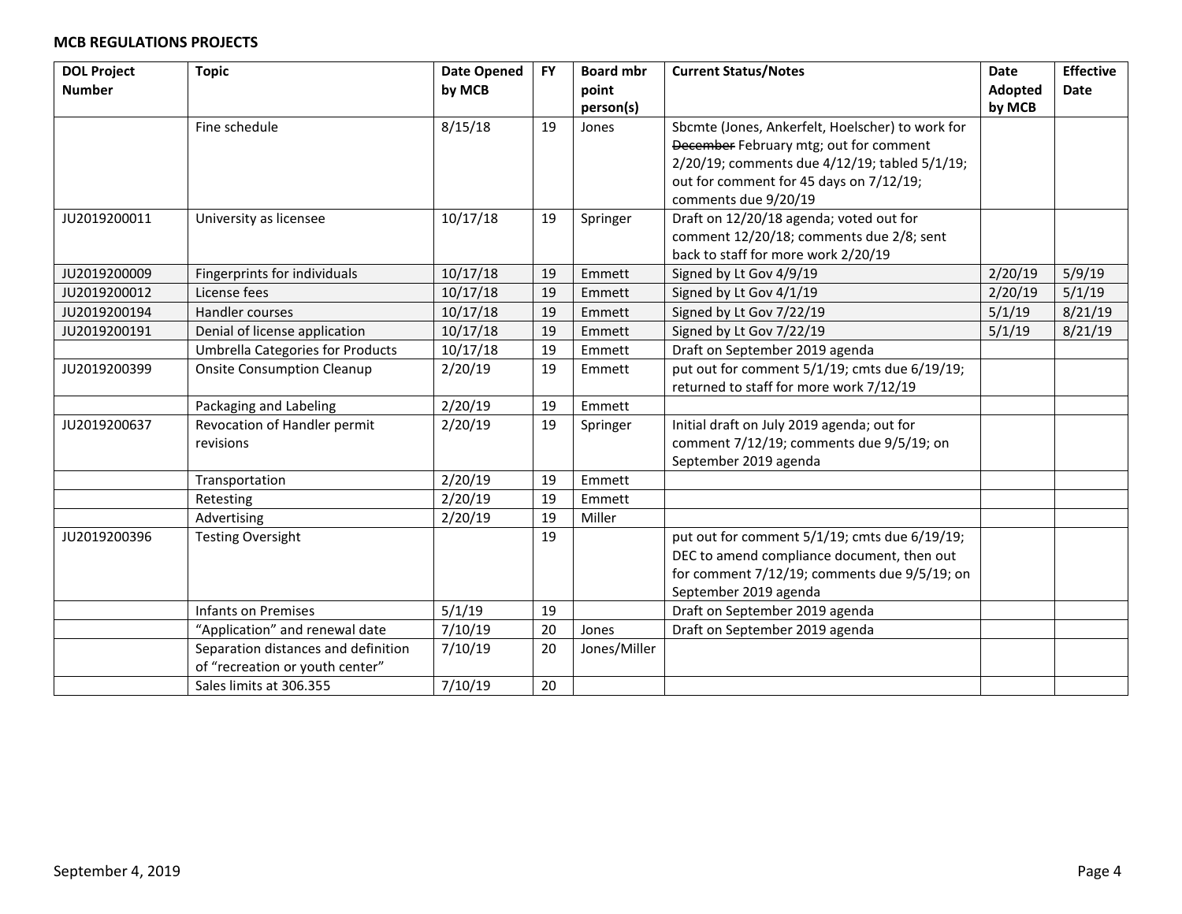**MCB REGULATIONS PROJECTS**

| DOL Project Number | Topic | Date Opened by MCB | FY | Board mbr point person(s) | Current Status/Notes | Date Adopted by MCB | Effective Date |
|---|---|---|---|---|---|---|---|
| | Fine schedule | 8/15/18 | 19 | Jones | Sbcmte (Jones, Ankerfelt, Hoelscher) to work for ~~December~~ February mtg; out for comment 2/20/19; comments due 4/12/19; tabled 5/1/19; out for comment for 45 days on 7/12/19; comments due 9/20/19 | | |
| JU2019200011 | University as licensee | 10/17/18 | 19 | Springer | Draft on 12/20/18 agenda; voted out for comment 12/20/18; comments due 2/8; sent back to staff for more work 2/20/19 | | |
| JU2019200009 | Fingerprints for individuals | 10/17/18 | 19 | Emmett | Signed by Lt Gov 4/9/19 | 2/20/19 | 5/9/19 |
| JU2019200012 | License fees | 10/17/18 | 19 | Emmett | Signed by Lt Gov 4/1/19 | 2/20/19 | 5/1/19 |
| JU2019200194 | Handler courses | 10/17/18 | 19 | Emmett | Signed by Lt Gov 7/22/19 | 5/1/19 | 8/21/19 |
| JU2019200191 | Denial of license application | 10/17/18 | 19 | Emmett | Signed by Lt Gov 7/22/19 | 5/1/19 | 8/21/19 |
| | Umbrella Categories for Products | 10/17/18 | 19 | Emmett | Draft on September 2019 agenda | | |
| JU2019200399 | Onsite Consumption Cleanup | 2/20/19 | 19 | Emmett | put out for comment 5/1/19; cmts due 6/19/19; returned to staff for more work 7/12/19 | | |
| | Packaging and Labeling | 2/20/19 | 19 | Emmett | | | |
| JU2019200637 | Revocation of Handler permit revisions | 2/20/19 | 19 | Springer | Initial draft on July 2019 agenda; out for comment 7/12/19; comments due 9/5/19; on September 2019 agenda | | |
| | Transportation | 2/20/19 | 19 | Emmett | | | |
| | Retesting | 2/20/19 | 19 | Emmett | | | |
| | Advertising | 2/20/19 | 19 | Miller | | | |
| JU2019200396 | Testing Oversight | | 19 | | put out for comment 5/1/19; cmts due 6/19/19; DEC to amend compliance document, then out for comment 7/12/19; comments due 9/5/19; on September 2019 agenda | | |
| | Infants on Premises | 5/1/19 | 19 | | Draft on September 2019 agenda | | |
| | "Application" and renewal date | 7/10/19 | 20 | Jones | Draft on September 2019 agenda | | |
| | Separation distances and definition of "recreation or youth center" | 7/10/19 | 20 | Jones/Miller | | | |
| | Sales limits at 306.355 | 7/10/19 | 20 | | | | |

September 4, 2019